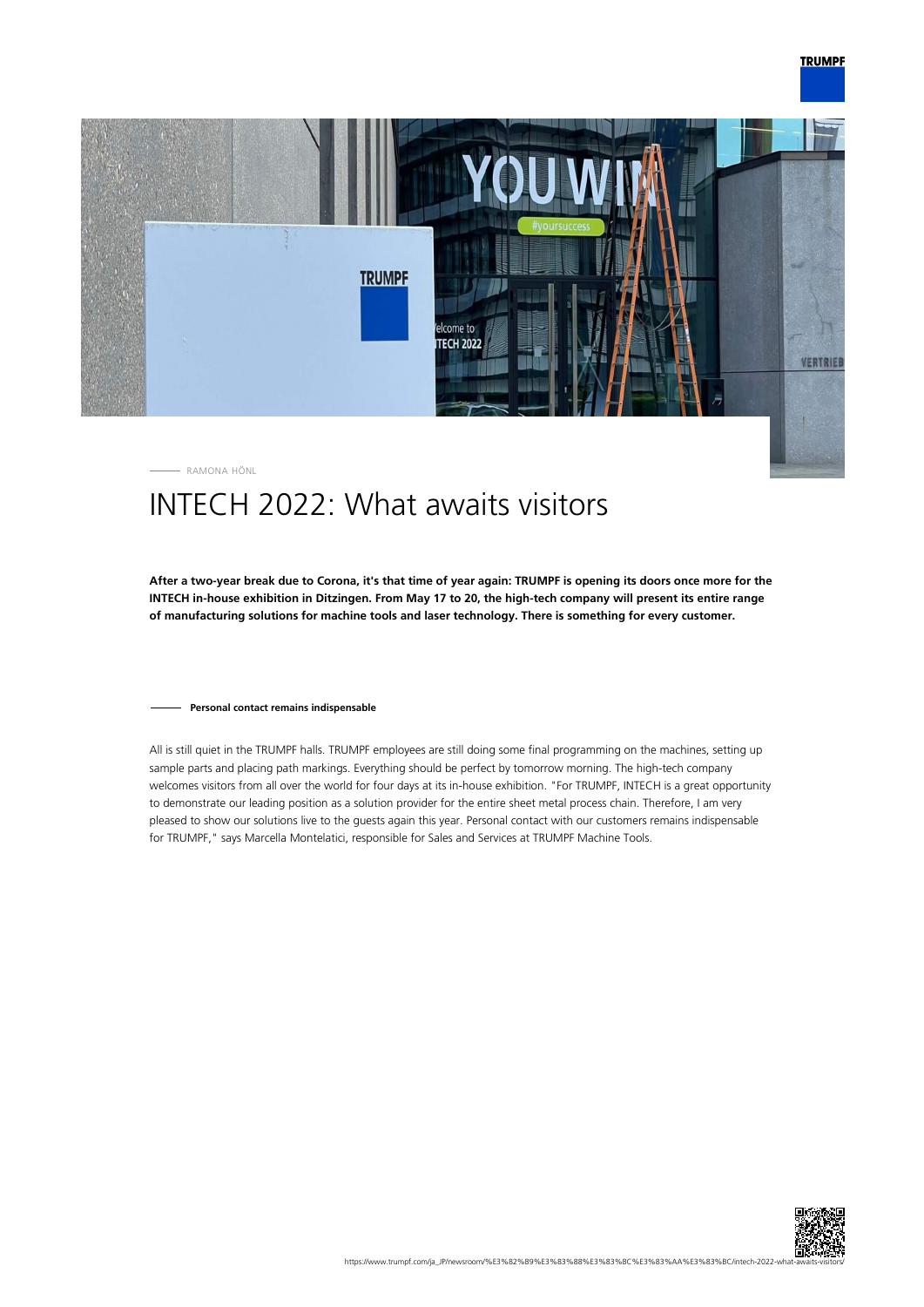RAMONA HÖNL

# INTECH 2022: What awaits visitors

**After a two-year break due to Corona, it's that time of year again: TRUMPF is opening its doors once more for the INTECH in-house exhibition in Ditzingen. From May 17 to 20, the high-tech company will present its entire range of manufacturing solutions for machine tools and laser technology. There is something for every customer.**

## Personal contact remains indispensable

All is still quiet in the TRUMPF halls. TRUMPF employees are still doing some final programming on the machines, setting up sample parts and placing path markings. Everything should be perfect by tomorrow morning. The high-tech company welcomes visitors from all over the world for four days at its in-house exhibition. "For TRUMPF, INTECH is a great opportunity to demonstrate our leading position as a solution provider for the entire sheet metal process chain. Therefore, I am very pleased to show our solutions live to the guests again this year. Personal contact with our customers remains indispensable for TRUMPF," says Marcella Montelatici, responsible for Sales and Services at TRUMPF Machine Tools.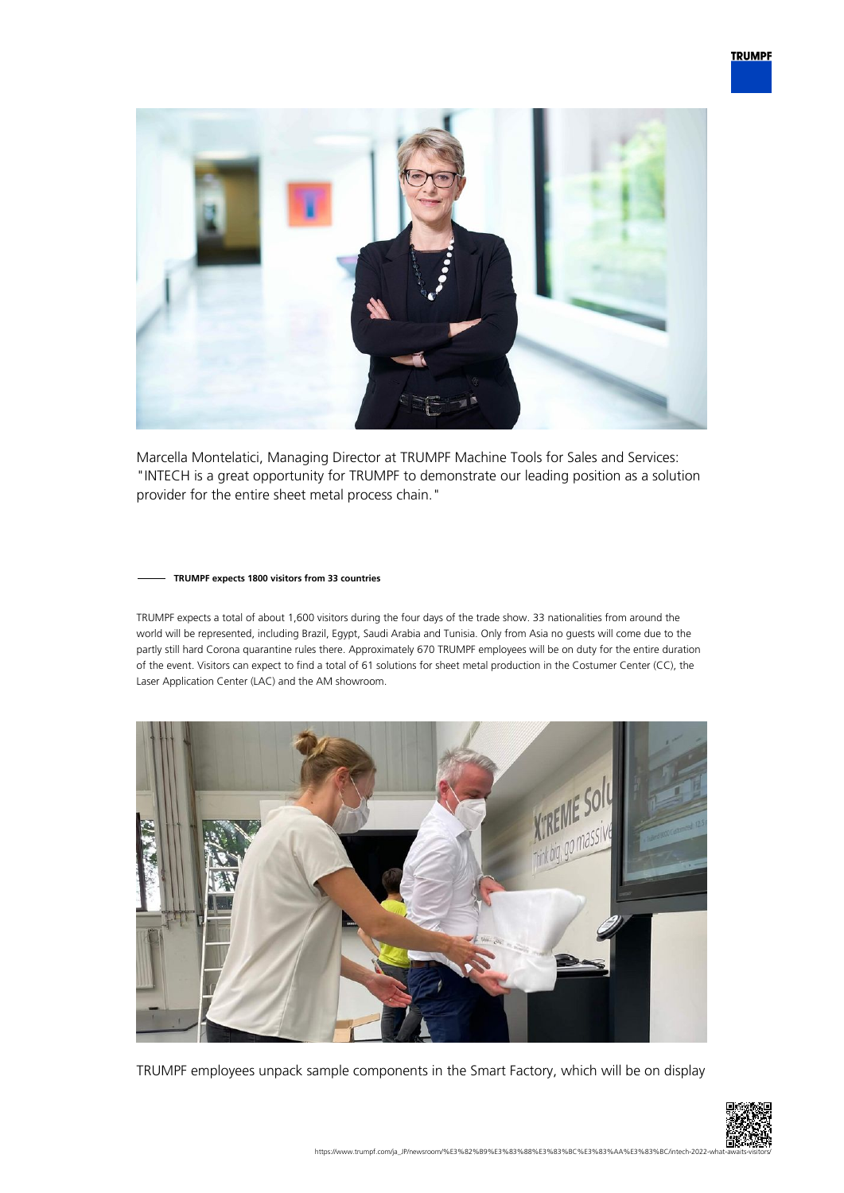Marcella Montelatici, Managing Director at TRUMPF Machine Tools for Sales and Services: "INTECH is a great opportunity for TRUMPF to demonstrate our leading position as a solution provider for the entire sheet metal process chain."

**TRUMPF expects 1800 visitors from 33 countries**

TRUMPF expects a total of about 1,600 visitors during the four days of the trade show. 33 nationalities from around the world will be represented, including Brazil, Egypt, Saudi Arabia and Tunisia. Only from Asia no guests will come due to the partly still hard Corona quarantine rules there. Approximately 670 TRUMPF employees will be on duty for the entire duration of the event. Visitors can expect to find a total of 61 solutions for sheet metal production in the Costumer Center (CC), the Laser Application Center (LAC) and the AM showroom.

TRUMPF employees unpack sample components in the Smart Factory, which will be on display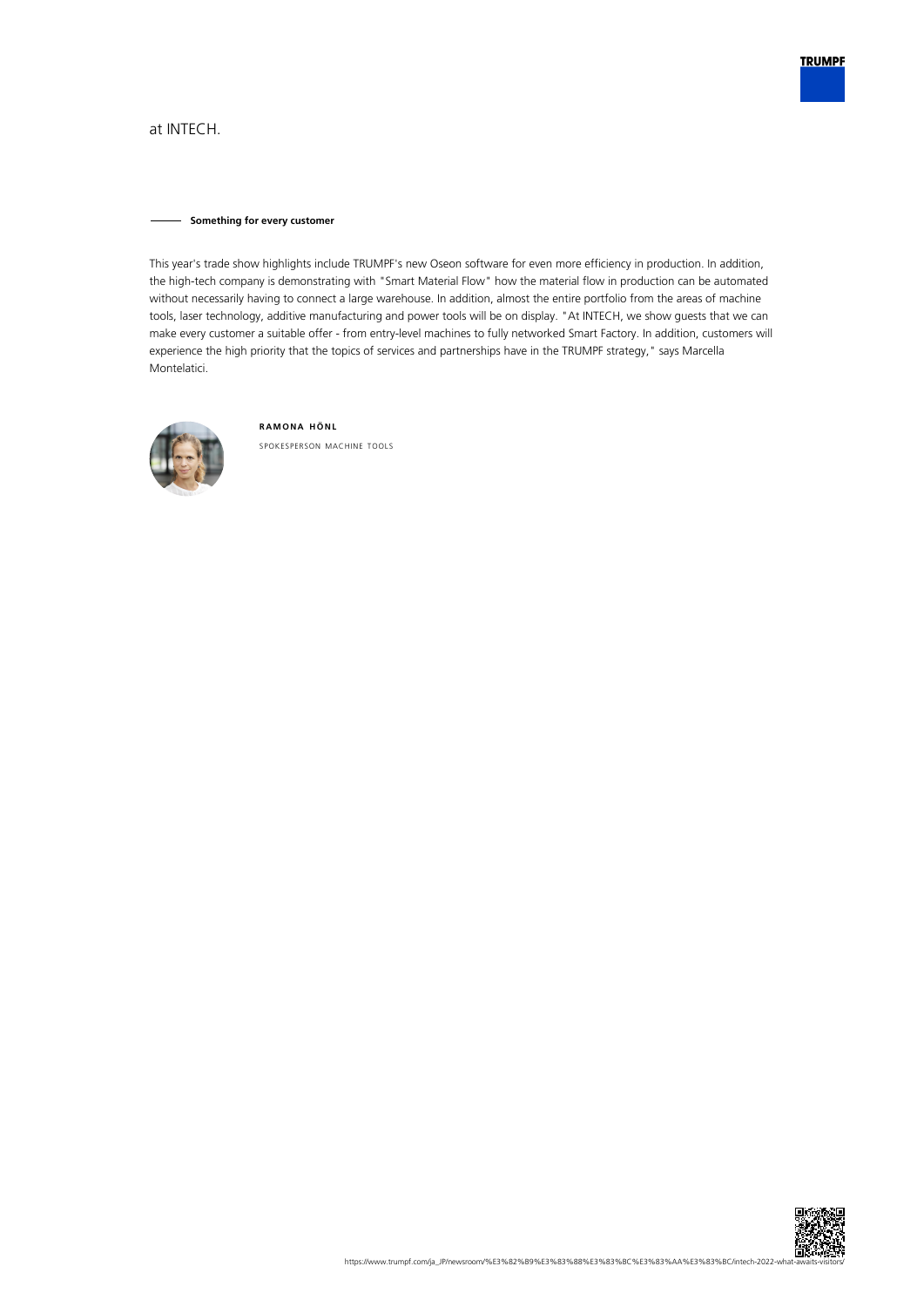at INTECH.

## Something for every customer

This year's trade show highlights include TRUMPF's new Oseon software for even more efficiency in production. In addition, the high-tech company is demonstrating with "Smart Material Flow" how the material flow in production can be automated without necessarily having to connect a large warehouse. In addition, almost the entire portfolio from the areas of machine tools, laser technology, additive manufacturing and power tools will be on display. "At INTECH, we show guests that we can make every customer a suitable offer - from entry-level machines to fully networked Smart Factory. In addition, customers will experience the high priority that the topics of services and partnerships have in the TRUMPF strategy," says Marcella Montelatici.

**RAMONA HÖNL**

SPOKESPERSON MACHINE TOOLS